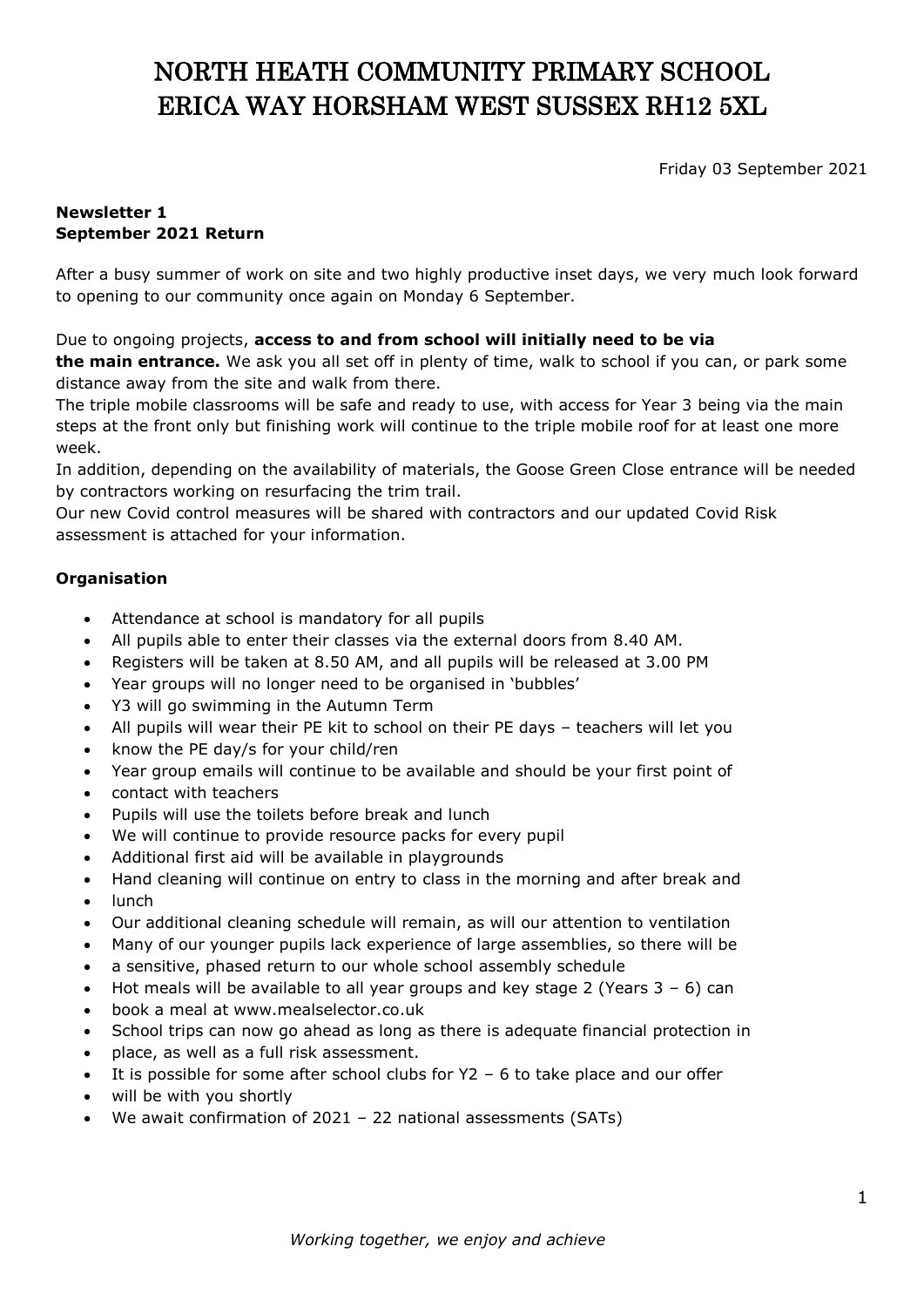# NORTH HEATH COMMUNITY PRIMARY SCHOOL
# ERICA WAY HORSHAM WEST SUSSEX RH12 5XL

Friday 03 September 2021

**Newsletter 1**
**September 2021 Return**

After a busy summer of work on site and two highly productive inset days, we very much look forward to opening to our community once again on Monday 6 September.

Due to ongoing projects, **access to and from school will initially need to be via the main entrance.** We ask you all set off in plenty of time, walk to school if you can, or park some distance away from the site and walk from there.

The triple mobile classrooms will be safe and ready to use, with access for Year 3 being via the main steps at the front only but finishing work will continue to the triple mobile roof for at least one more week.

In addition, depending on the availability of materials, the Goose Green Close entrance will be needed by contractors working on resurfacing the trim trail.

Our new Covid control measures will be shared with contractors and our updated Covid Risk assessment is attached for your information.

### Organisation

- Attendance at school is mandatory for all pupils
- All pupils able to enter their classes via the external doors from 8.40 AM.
- Registers will be taken at 8.50 AM, and all pupils will be released at 3.00 PM
- Year groups will no longer need to be organised in 'bubbles'
- Y3 will go swimming in the Autumn Term
- All pupils will wear their PE kit to school on their PE days – teachers will let you
- know the PE day/s for your child/ren
- Year group emails will continue to be available and should be your first point of
- contact with teachers
- Pupils will use the toilets before break and lunch
- We will continue to provide resource packs for every pupil
- Additional first aid will be available in playgrounds
- Hand cleaning will continue on entry to class in the morning and after break and
- lunch
- Our additional cleaning schedule will remain, as will our attention to ventilation
- Many of our younger pupils lack experience of large assemblies, so there will be
- a sensitive, phased return to our whole school assembly schedule
- Hot meals will be available to all year groups and key stage 2 (Years 3 – 6) can
- book a meal at www.mealselector.co.uk
- School trips can now go ahead as long as there is adequate financial protection in
- place, as well as a full risk assessment.
- It is possible for some after school clubs for Y2 – 6 to take place and our offer
- will be with you shortly
- We await confirmation of 2021 – 22 national assessments (SATs)

*Working together, we enjoy and achieve*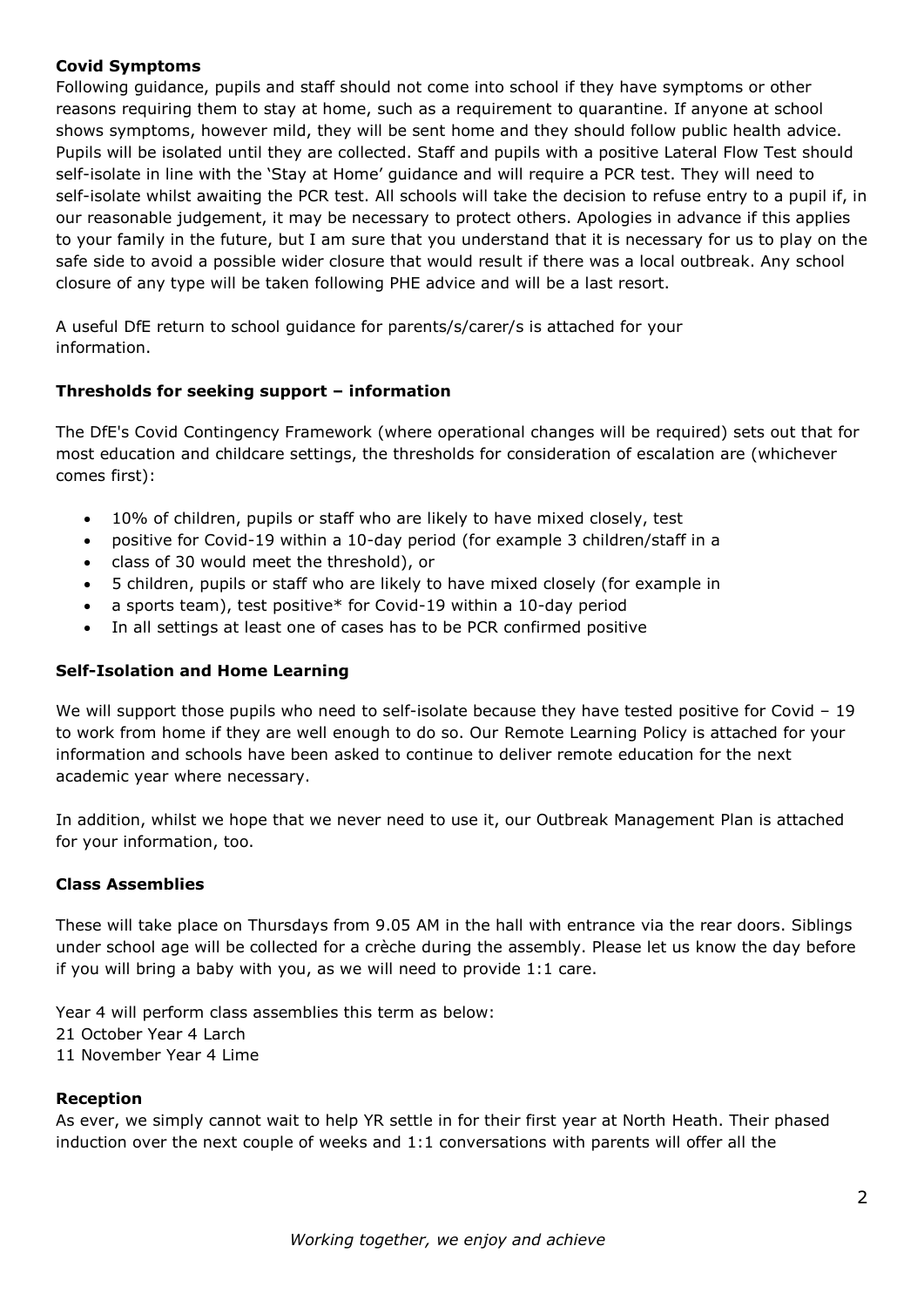**Covid Symptoms**

Following guidance, pupils and staff should not come into school if they have symptoms or other reasons requiring them to stay at home, such as a requirement to quarantine. If anyone at school shows symptoms, however mild, they will be sent home and they should follow public health advice. Pupils will be isolated until they are collected. Staff and pupils with a positive Lateral Flow Test should self-isolate in line with the 'Stay at Home' guidance and will require a PCR test. They will need to self-isolate whilst awaiting the PCR test. All schools will take the decision to refuse entry to a pupil if, in our reasonable judgement, it may be necessary to protect others. Apologies in advance if this applies to your family in the future, but I am sure that you understand that it is necessary for us to play on the safe side to avoid a possible wider closure that would result if there was a local outbreak. Any school closure of any type will be taken following PHE advice and will be a last resort.

A useful DfE return to school guidance for parents/s/carer/s is attached for your information.

**Thresholds for seeking support – information**

The DfE's Covid Contingency Framework (where operational changes will be required) sets out that for most education and childcare settings, the thresholds for consideration of escalation are (whichever comes first):

- 10% of children, pupils or staff who are likely to have mixed closely, test
- positive for Covid-19 within a 10-day period (for example 3 children/staff in a
- class of 30 would meet the threshold), or
- 5 children, pupils or staff who are likely to have mixed closely (for example in
- a sports team), test positive* for Covid-19 within a 10-day period
- In all settings at least one of cases has to be PCR confirmed positive

**Self-Isolation and Home Learning**

We will support those pupils who need to self-isolate because they have tested positive for Covid – 19 to work from home if they are well enough to do so. Our Remote Learning Policy is attached for your information and schools have been asked to continue to deliver remote education for the next academic year where necessary.

In addition, whilst we hope that we never need to use it, our Outbreak Management Plan is attached for your information, too.

**Class Assemblies**

These will take place on Thursdays from 9.05 AM in the hall with entrance via the rear doors. Siblings under school age will be collected for a crèche during the assembly. Please let us know the day before if you will bring a baby with you, as we will need to provide 1:1 care.

Year 4 will perform class assemblies this term as below:
21 October Year 4 Larch
11 November Year 4 Lime

**Reception**

As ever, we simply cannot wait to help YR settle in for their first year at North Heath. Their phased induction over the next couple of weeks and 1:1 conversations with parents will offer all the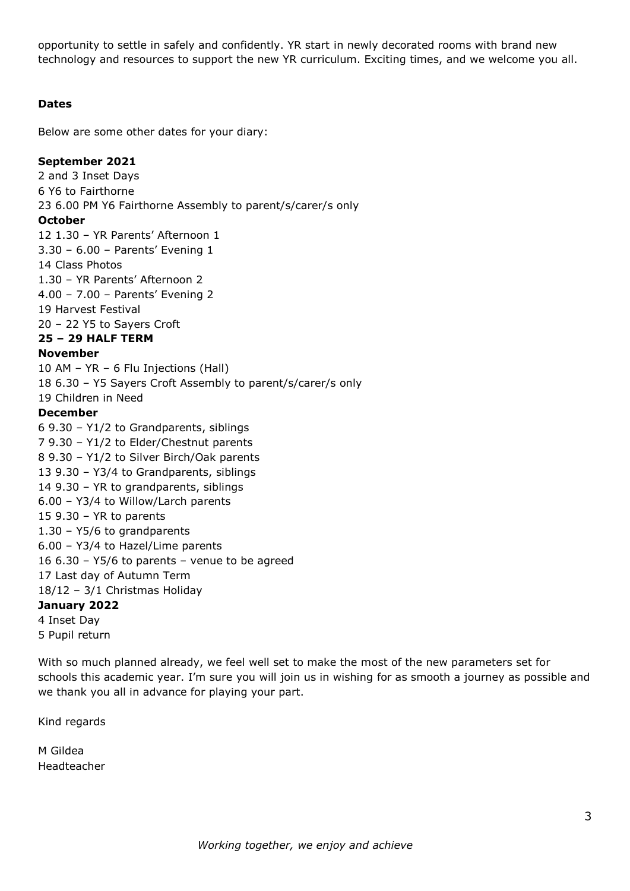opportunity to settle in safely and confidently. YR start in newly decorated rooms with brand new technology and resources to support the new YR curriculum. Exciting times, and we welcome you all.

**Dates**

Below are some other dates for your diary:

**September 2021**
2 and 3 Inset Days
6 Y6 to Fairthorne
23 6.00 PM Y6 Fairthorne Assembly to parent/s/carer/s only
**October**
12 1.30 – YR Parents' Afternoon 1
3.30 – 6.00 – Parents' Evening 1
14 Class Photos
1.30 – YR Parents' Afternoon 2
4.00 – 7.00 – Parents' Evening 2
19 Harvest Festival
20 – 22 Y5 to Sayers Croft
**25 – 29 HALF TERM**
**November**
10 AM – YR – 6 Flu Injections (Hall)
18 6.30 – Y5 Sayers Croft Assembly to parent/s/carer/s only
19 Children in Need
**December**
6 9.30 – Y1/2 to Grandparents, siblings
7 9.30 – Y1/2 to Elder/Chestnut parents
8 9.30 – Y1/2 to Silver Birch/Oak parents
13 9.30 – Y3/4 to Grandparents, siblings
14 9.30 – YR to grandparents, siblings
6.00 – Y3/4 to Willow/Larch parents
15 9.30 – YR to parents
1.30 – Y5/6 to grandparents
6.00 – Y3/4 to Hazel/Lime parents
16 6.30 – Y5/6 to parents – venue to be agreed
17 Last day of Autumn Term
18/12 – 3/1 Christmas Holiday
**January 2022**
4 Inset Day
5 Pupil return

With so much planned already, we feel well set to make the most of the new parameters set for schools this academic year. I'm sure you will join us in wishing for as smooth a journey as possible and we thank you all in advance for playing your part.

Kind regards

M Gildea
Headteacher

*Working together, we enjoy and achieve*